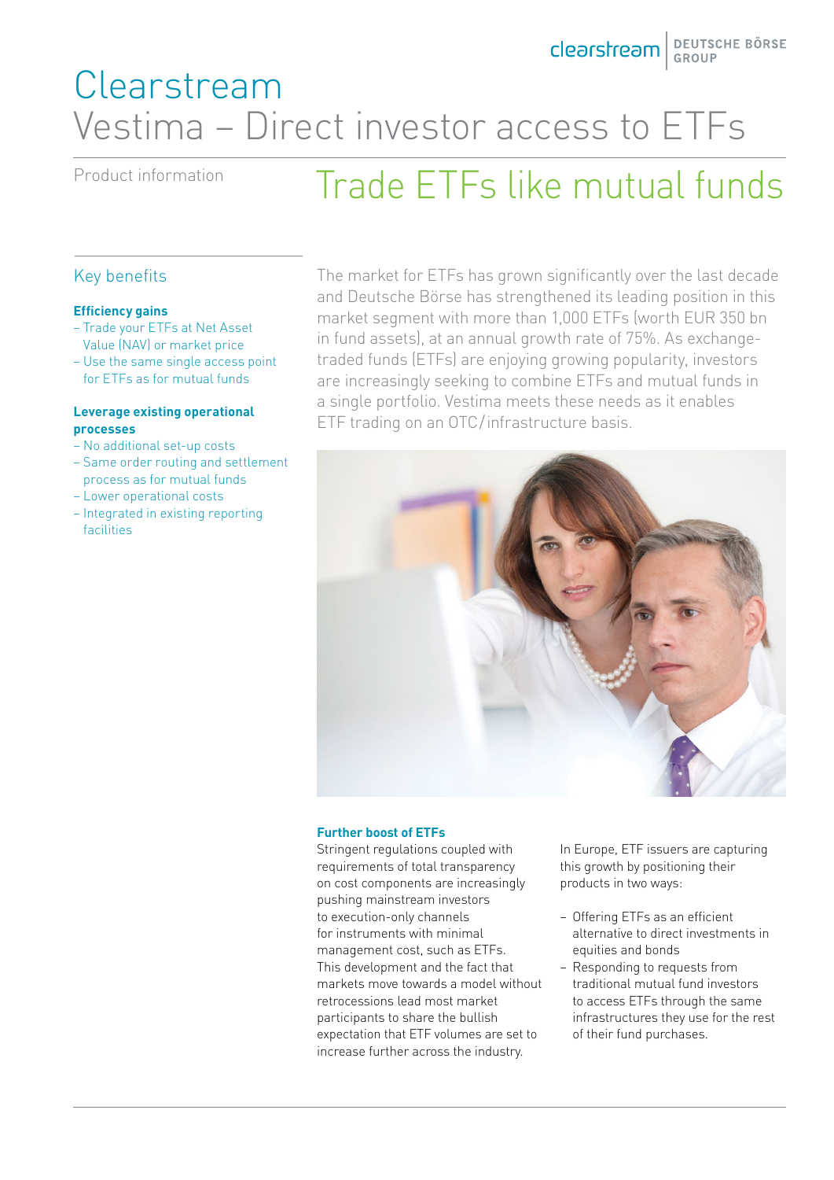# Clearstream

## Vestima – Direct investor access to ETFs

Product information

# Trade ETFs like mutual funds

## Key benefits

**Efficiency gains**

- Trade your ETFs at Net Asset Value (NAV) or market price
- Use the same single access point for ETFs as for mutual funds

**Leverage existing operational processes**

- No additional set-up costs
- Same order routing and settlement process as for mutual funds
- Lower operational costs
- Integrated in existing reporting facilities

The market for ETFs has grown significantly over the last decade and Deutsche Börse has strengthened its leading position in this market segment with more than 1,000 ETFs (worth EUR 350 bn in fund assets), at an annual growth rate of 75%. As exchange-traded funds (ETFs) are enjoying growing popularity, investors are increasingly seeking to combine ETFs and mutual funds in a single portfolio. Vestima meets these needs as it enables ETF trading on an OTC/infrastructure basis.

**Further boost of ETFs**

Stringent regulations coupled with requirements of total transparency on cost components are increasingly pushing mainstream investors to execution-only channels for instruments with minimal management cost, such as ETFs. This development and the fact that markets move towards a model without retrocessions lead most market participants to share the bullish expectation that ETF volumes are set to increase further across the industry.

In Europe, ETF issuers are capturing this growth by positioning their products in two ways:

- Offering ETFs as an efficient alternative to direct investments in equities and bonds
- Responding to requests from traditional mutual fund investors to access ETFs through the same infrastructures they use for the rest of their fund purchases.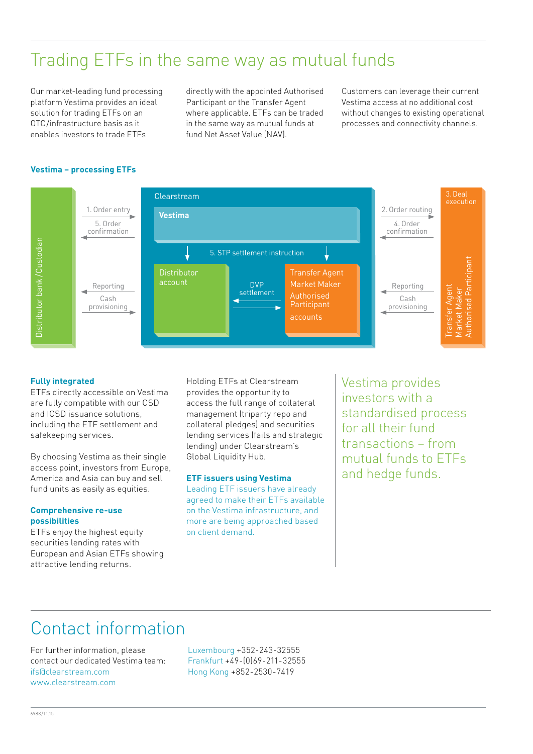# Trading ETFs in the same way as mutual funds

Our market-leading fund processing platform Vestima provides an ideal solution for trading ETFs on an OTC/infrastructure basis as it enables investors to trade ETFs directly with the appointed Authorised Participant or the Transfer Agent where applicable. ETFs can be traded in the same way as mutual funds at fund Net Asset Value (NAV).

Customers can leverage their current Vestima access at no additional cost without changes to existing operational processes and connectivity channels.

### Vestima – processing ETFs

Distributor bank/Custodian
1. Order entry
5. Order confirmation
Reporting
Cash provisioning
Clearstream
Vestima
5. STP settlement instruction
Distributor account
DVP settlement
Transfer Agent Market Maker Authorised Participant accounts
2. Order routing
4. Order confirmation
Reporting
Cash provisioning
3. Deal execution
Transfer Agent
Market Maker
Authorised Participant

**Fully integrated**
ETFs directly accessible on Vestima are fully compatible with our CSD and ICSD issuance solutions, including the ETF settlement and safekeeping services.

By choosing Vestima as their single access point, investors from Europe, America and Asia can buy and sell fund units as easily as equities.

**Comprehensive re-use possibilities**
ETFs enjoy the highest equity securities lending rates with European and Asian ETFs showing attractive lending returns.

Holding ETFs at Clearstream provides the opportunity to access the full range of collateral management (triparty repo and collateral pledges) and securities lending services (fails and strategic lending) under Clearstream's Global Liquidity Hub.

**ETF issuers using Vestima**
Leading ETF issuers have already agreed to make their ETFs available on the Vestima infrastructure, and more are being approached based on client demand.

Vestima provides investors with a standardised process for all their fund transactions – from mutual funds to ETFs and hedge funds.

# Contact information

For further information, please contact our dedicated Vestima team:
ifs@clearstream.com
www.clearstream.com

Luxembourg +352-243-32555
Frankfurt +49-(0)69-211-32555
Hong Kong +852-2530-7419

6988/11.15